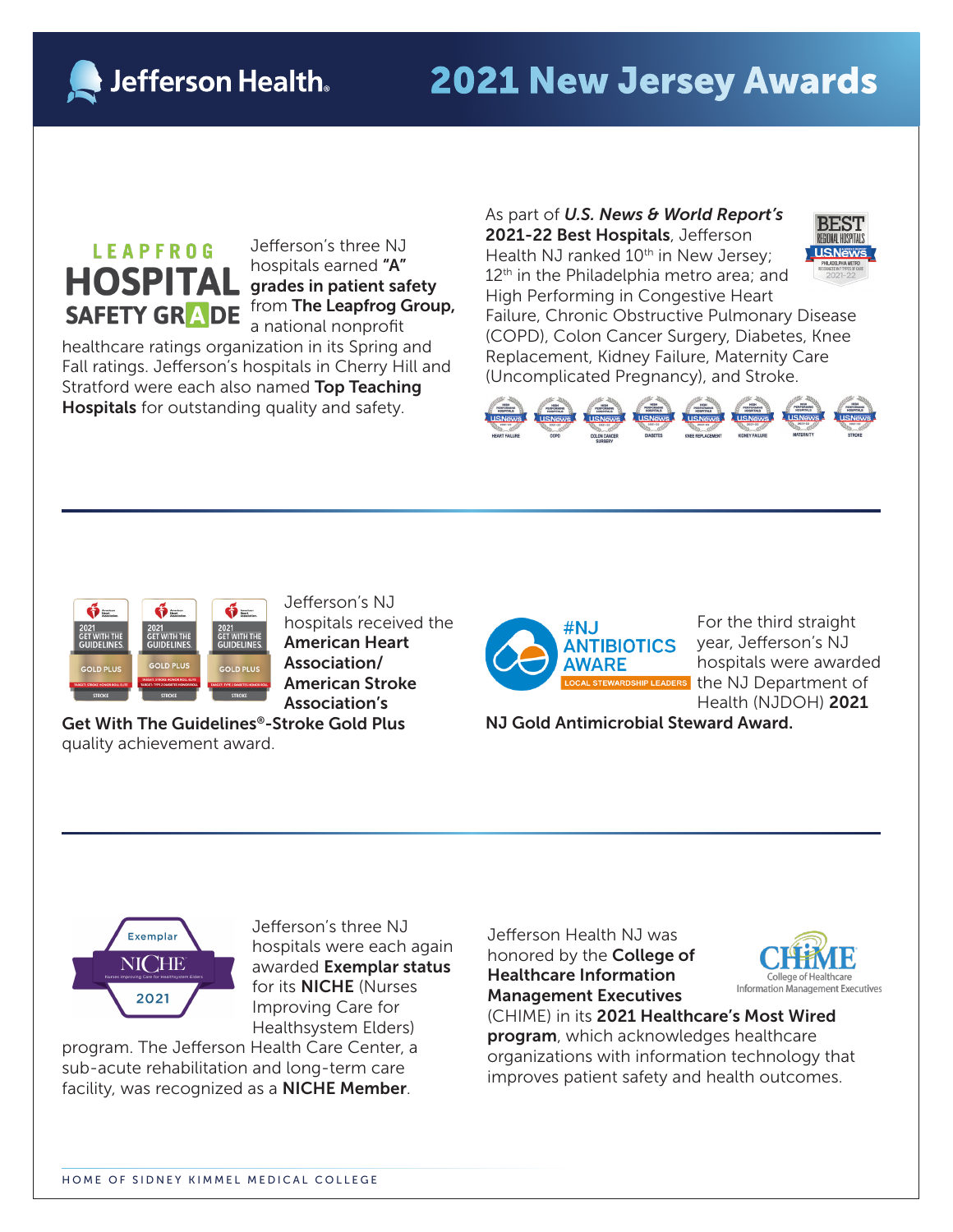# Jefferson Health

# 2021 New Jersey Awards

Jefferson's three NJ hospitals earned **"A" grades in patient safety** from **The Leapfrog Group,** a national nonprofit healthcare ratings organization in its Spring and Fall ratings. Jefferson's hospitals in Cherry Hill and Stratford were each also named **Top Teaching Hospitals** for outstanding quality and safety.

As part of ***U.S. News & World Report's* 2021-22 Best Hospitals**, Jefferson Health NJ ranked 10th in New Jersey; 12th in the Philadelphia metro area; and High Performing in Congestive Heart Failure, Chronic Obstructive Pulmonary Disease (COPD), Colon Cancer Surgery, Diabetes, Knee Replacement, Kidney Failure, Maternity Care (Uncomplicated Pregnancy), and Stroke.

Jefferson's NJ hospitals received the **American Heart Association/ American Stroke Association's Get With The Guidelines®-Stroke Gold Plus** quality achievement award.

For the third straight year, Jefferson's NJ hospitals were awarded the NJ Department of Health (NJDOH) **2021 NJ Gold Antimicrobial Steward Award.**

Jefferson's three NJ hospitals were each again awarded **Exemplar status** for its **NICHE** (Nurses Improving Care for Healthsystem Elders) program. The Jefferson Health Care Center, a sub-acute rehabilitation and long-term care facility, was recognized as a **NICHE Member**.

Jefferson Health NJ was honored by the **College of Healthcare Information Management Executives** (CHIME) in its **2021 Healthcare's Most Wired program**, which acknowledges healthcare organizations with information technology that improves patient safety and health outcomes.

HOME OF SIDNEY KIMMEL MEDICAL COLLEGE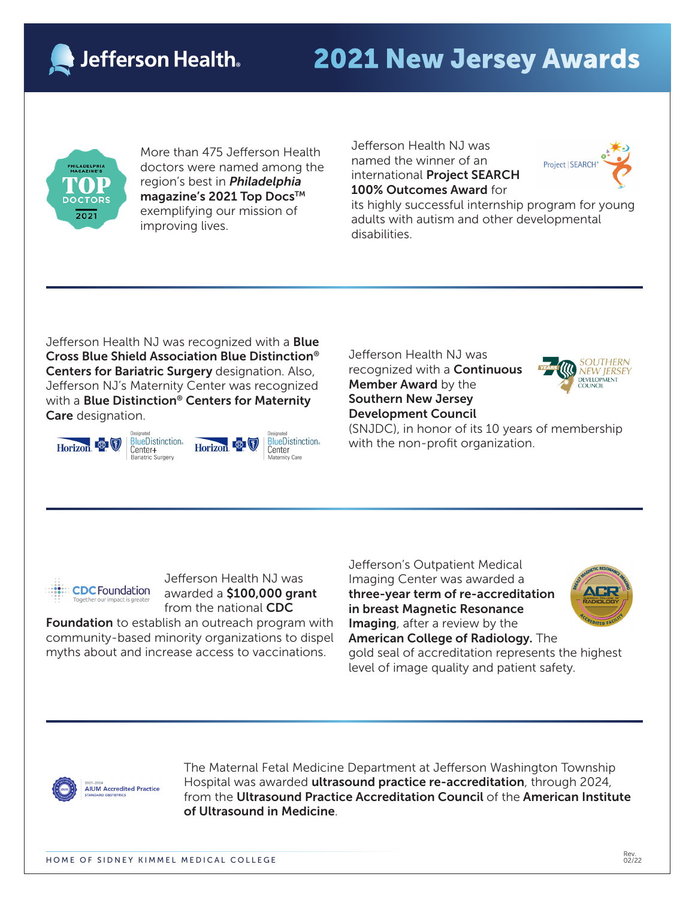# 2021 New Jersey Awards

More than 475 Jefferson Health doctors were named among the region's best in ***Philadelphia* magazine's 2021 Top Docs™** exemplifying our mission of improving lives.

Jefferson Health NJ was named the winner of an international **Project SEARCH 100% Outcomes Award** for its highly successful internship program for young adults with autism and other developmental disabilities.

---

Jefferson Health NJ was recognized with a **Blue Cross Blue Shield Association Blue Distinction® Centers for Bariatric Surgery** designation. Also, Jefferson NJ's Maternity Center was recognized with a **Blue Distinction® Centers for Maternity Care** designation.

Jefferson Health NJ was recognized with a **Continuous Member Award** by the **Southern New Jersey Development Council** (SNJDC), in honor of its 10 years of membership with the non-profit organization.

---

Jefferson Health NJ was awarded a **$100,000 grant** from the national **CDC Foundation** to establish an outreach program with community-based minority organizations to dispel myths about and increase access to vaccinations.

Jefferson's Outpatient Medical Imaging Center was awarded a **three-year term of re-accreditation in breast Magnetic Resonance Imaging**, after a review by the **American College of Radiology.** The gold seal of accreditation represents the highest level of image quality and patient safety.

---

The Maternal Fetal Medicine Department at Jefferson Washington Township Hospital was awarded **ultrasound practice re-accreditation**, through 2024, from the **Ultrasound Practice Accreditation Council** of the **American Institute of Ultrasound in Medicine**.

HOME OF SIDNEY KIMMEL MEDICAL COLLEGE

Rev. 02/22